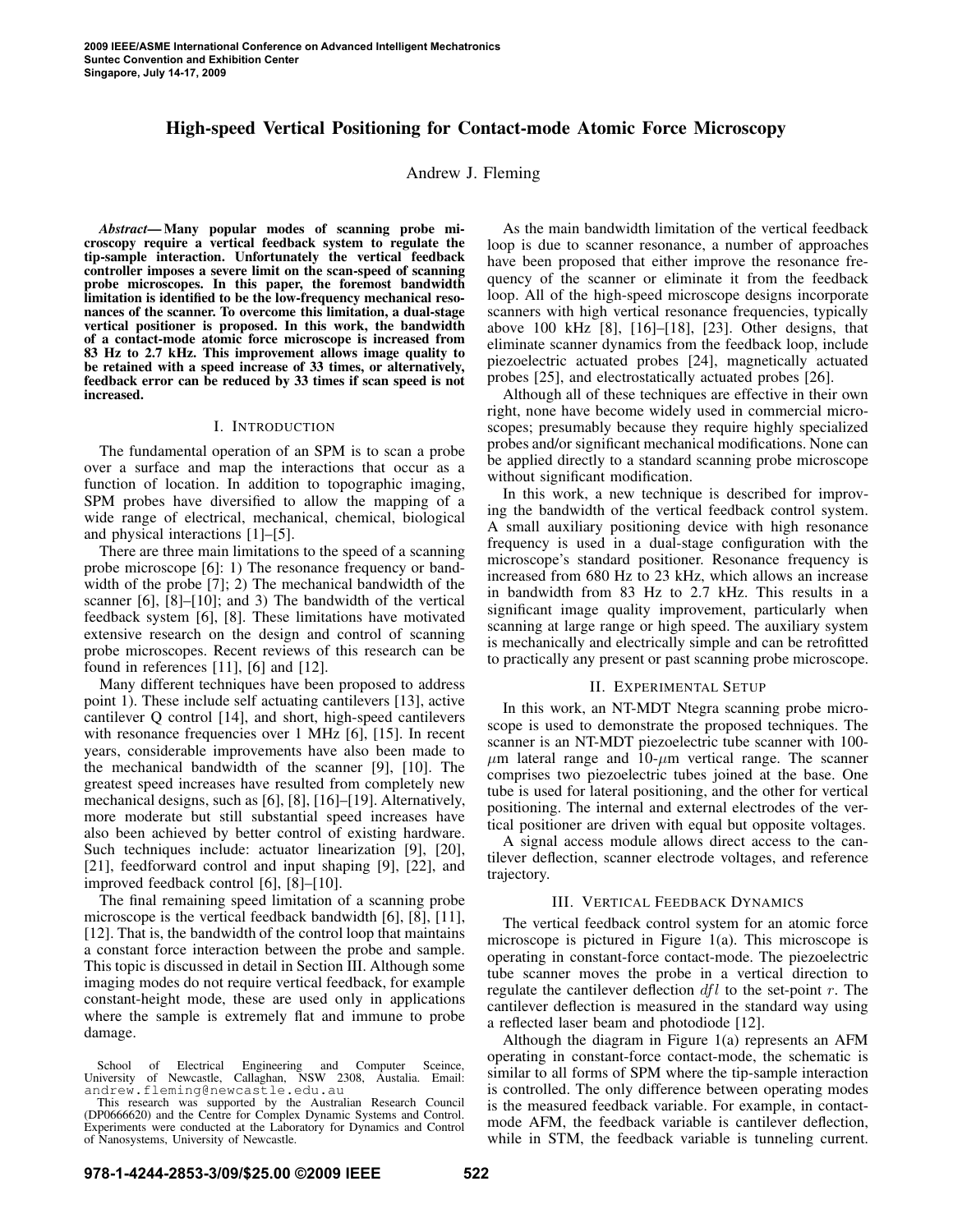# High-speed Vertical Positioning for Contact-mode Atomic Force Microscopy

Andrew J. Fleming

***Abstract*— Many popular modes of scanning probe microscopy require a vertical feedback system to regulate the tip-sample interaction. Unfortunately the vertical feedback controller imposes a severe limit on the scan-speed of scanning probe microscopes. In this paper, the foremost bandwidth limitation is identified to be the low-frequency mechanical resonances of the scanner. To overcome this limitation, a dual-stage vertical positioner is proposed. In this work, the bandwidth of a contact-mode atomic force microscope is increased from 83 Hz to 2.7 kHz. This improvement allows image quality to be retained with a speed increase of 33 times, or alternatively, feedback error can be reduced by 33 times if scan speed is not increased.**

## I. Introduction

The fundamental operation of an SPM is to scan a probe over a surface and map the interactions that occur as a function of location. In addition to topographic imaging, SPM probes have diversified to allow the mapping of a wide range of electrical, mechanical, chemical, biological and physical interactions [1]–[5].

There are three main limitations to the speed of a scanning probe microscope [6]: 1) The resonance frequency or bandwidth of the probe [7]; 2) The mechanical bandwidth of the scanner [6], [8]–[10]; and 3) The bandwidth of the vertical feedback system [6], [8]. These limitations have motivated extensive research on the design and control of scanning probe microscopes. Recent reviews of this research can be found in references [11], [6] and [12].

Many different techniques have been proposed to address point 1). These include self actuating cantilevers [13], active cantilever Q control [14], and short, high-speed cantilevers with resonance frequencies over 1 MHz [6], [15]. In recent years, considerable improvements have also been made to the mechanical bandwidth of the scanner [9], [10]. The greatest speed increases have resulted from completely new mechanical designs, such as [6], [8], [16]–[19]. Alternatively, more moderate but still substantial speed increases have also been achieved by better control of existing hardware. Such techniques include: actuator linearization [9], [20], [21], feedforward control and input shaping [9], [22], and improved feedback control [6], [8]–[10].

The final remaining speed limitation of a scanning probe microscope is the vertical feedback bandwidth [6], [8], [11], [12]. That is, the bandwidth of the control loop that maintains a constant force interaction between the probe and sample. This topic is discussed in detail in Section III. Although some imaging modes do not require vertical feedback, for example constant-height mode, these are used only in applications where the sample is extremely flat and immune to probe damage.

As the main bandwidth limitation of the vertical feedback loop is due to scanner resonance, a number of approaches have been proposed that either improve the resonance frequency of the scanner or eliminate it from the feedback loop. All of the high-speed microscope designs incorporate scanners with high vertical resonance frequencies, typically above 100 kHz [8], [16]–[18], [23]. Other designs, that eliminate scanner dynamics from the feedback loop, include piezoelectric actuated probes [24], magnetically actuated probes [25], and electrostatically actuated probes [26].

Although all of these techniques are effective in their own right, none have become widely used in commercial microscopes; presumably because they require highly specialized probes and/or significant mechanical modifications. None can be applied directly to a standard scanning probe microscope without significant modification.

In this work, a new technique is described for improving the bandwidth of the vertical feedback control system. A small auxiliary positioning device with high resonance frequency is used in a dual-stage configuration with the microscope's standard positioner. Resonance frequency is increased from 680 Hz to 23 kHz, which allows an increase in bandwidth from 83 Hz to 2.7 kHz. This results in a significant image quality improvement, particularly when scanning at large range or high speed. The auxiliary system is mechanically and electrically simple and can be retrofitted to practically any present or past scanning probe microscope.

## II. Experimental Setup

In this work, an NT-MDT Ntegra scanning probe microscope is used to demonstrate the proposed techniques. The scanner is an NT-MDT piezoelectric tube scanner with 100-$\mu$m lateral range and 10-$\mu$m vertical range. The scanner comprises two piezoelectric tubes joined at the base. One tube is used for lateral positioning, and the other for vertical positioning. The internal and external electrodes of the vertical positioner are driven with equal but opposite voltages.

A signal access module allows direct access to the cantilever deflection, scanner electrode voltages, and reference trajectory.

## III. Vertical Feedback Dynamics

The vertical feedback control system for an atomic force microscope is pictured in Figure 1(a). This microscope is operating in constant-force contact-mode. The piezoelectric tube scanner moves the probe in a vertical direction to regulate the cantilever deflection $dfl$ to the set-point $r$. The cantilever deflection is measured in the standard way using a reflected laser beam and photodiode [12].

Although the diagram in Figure 1(a) represents an AFM operating in constant-force contact-mode, the schematic is similar to all forms of SPM where the tip-sample interaction is controlled. The only difference between operating modes is the measured feedback variable. For example, in contact-mode AFM, the feedback variable is cantilever deflection, while in STM, the feedback variable is tunneling current.

School of Electrical Engineering and Computer Sceince, University of Newcastle, Callaghan, NSW 2308, Austalia. Email: andrew.fleming@newcastle.edu.au

This research was supported by the Australian Research Council (DP0666620) and the Centre for Complex Dynamic Systems and Control. Experiments were conducted at the Laboratory for Dynamics and Control of Nanosystems, University of Newcastle.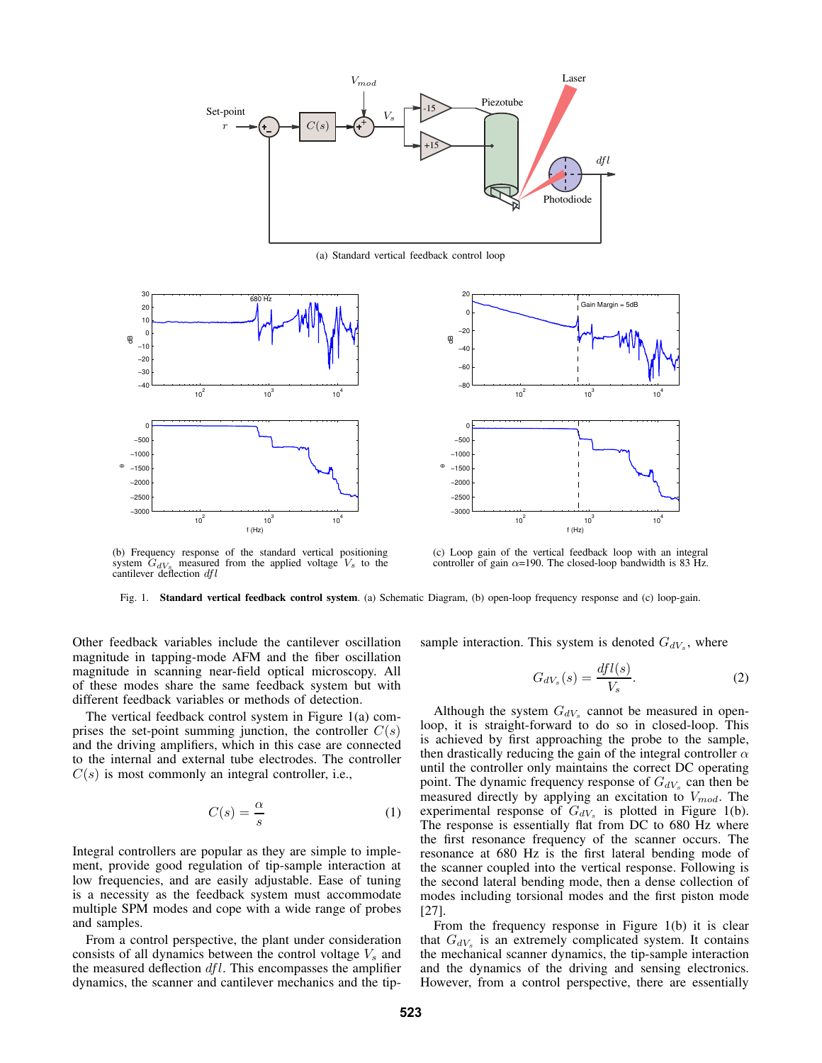(a) Standard vertical feedback control loop

(b) Frequency response of the standard vertical positioning system $G_{dV_s}$ measured from the applied voltage $V_s$ to the cantilever deflection $dfl$

(c) Loop gain of the vertical feedback loop with an integral controller of gain $\alpha$=190. The closed-loop bandwidth is 83 Hz.

Fig. 1. **Standard vertical feedback control system**. (a) Schematic Diagram, (b) open-loop frequency response and (c) loop-gain.

Other feedback variables include the cantilever oscillation magnitude in tapping-mode AFM and the fiber oscillation magnitude in scanning near-field optical microscopy. All of these modes share the same feedback system but with different feedback variables or methods of detection.

The vertical feedback control system in Figure 1(a) comprises the set-point summing junction, the controller $C(s)$ and the driving amplifiers, which in this case are connected to the internal and external tube electrodes. The controller $C(s)$ is most commonly an integral controller, i.e.,

$$C(s) = \frac{\alpha}{s} \tag{1}$$

Integral controllers are popular as they are simple to implement, provide good regulation of tip-sample interaction at low frequencies, and are easily adjustable. Ease of tuning is a necessity as the feedback system must accommodate multiple SPM modes and cope with a wide range of probes and samples.

From a control perspective, the plant under consideration consists of all dynamics between the control voltage $V_s$ and the measured deflection $dfl$. This encompasses the amplifier dynamics, the scanner and cantilever mechanics and the tip-sample interaction. This system is denoted $G_{dV_s}$, where

$$G_{dV_s}(s) = \frac{dfl(s)}{V_s}. \tag{2}$$

Although the system $G_{dV_s}$ cannot be measured in open-loop, it is straight-forward to do so in closed-loop. This is achieved by first approaching the probe to the sample, then drastically reducing the gain of the integral controller $\alpha$ until the controller only maintains the correct DC operating point. The dynamic frequency response of $G_{dV_s}$ can then be measured directly by applying an excitation to $V_{mod}$. The experimental response of $G_{dV_s}$ is plotted in Figure 1(b). The response is essentially flat from DC to 680 Hz where the first resonance frequency of the scanner occurs. The resonance at 680 Hz is the first lateral bending mode of the scanner coupled into the vertical response. Following is the second lateral bending mode, then a dense collection of modes including torsional modes and the first piston mode [27].

From the frequency response in Figure 1(b) it is clear that $G_{dV_s}$ is an extremely complicated system. It contains the mechanical scanner dynamics, the tip-sample interaction and the dynamics of the driving and sensing electronics. However, from a control perspective, there are essentially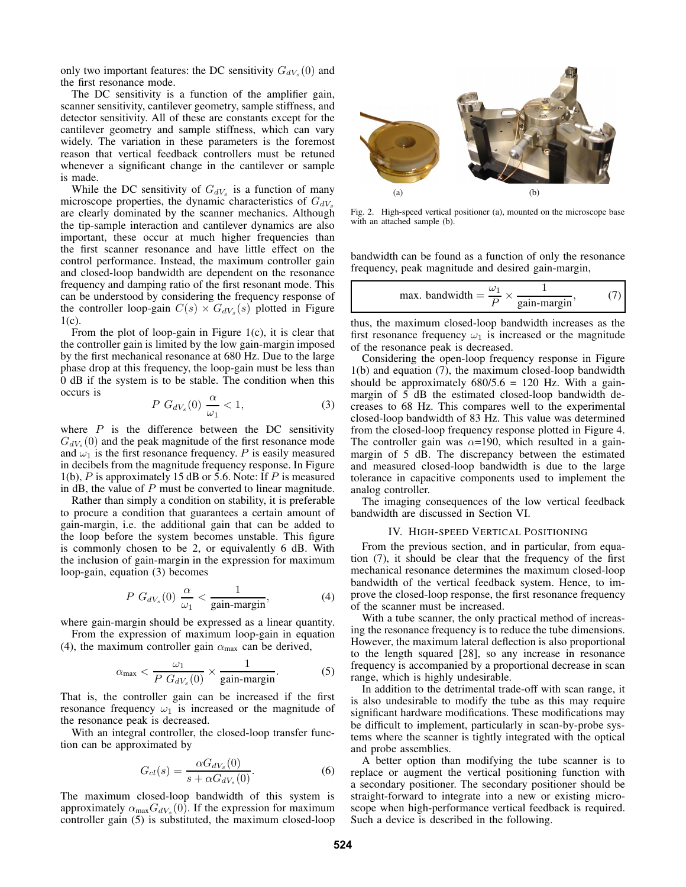only two important features: the DC sensitivity $G_{dV_s}(0)$ and the first resonance mode.

The DC sensitivity is a function of the amplifier gain, scanner sensitivity, cantilever geometry, sample stiffness, and detector sensitivity. All of these are constants except for the cantilever geometry and sample stiffness, which can vary widely. The variation in these parameters is the foremost reason that vertical feedback controllers must be retuned whenever a significant change in the cantilever or sample is made.

While the DC sensitivity of $G_{dV_s}$ is a function of many microscope properties, the dynamic characteristics of $G_{dV_s}$ are clearly dominated by the scanner mechanics. Although the tip-sample interaction and cantilever dynamics are also important, these occur at much higher frequencies than the first scanner resonance and have little effect on the control performance. Instead, the maximum controller gain and closed-loop bandwidth are dependent on the resonance frequency and damping ratio of the first resonant mode. This can be understood by considering the frequency response of the controller loop-gain $C(s) \times G_{dV_s}(s)$ plotted in Figure 1(c).

From the plot of loop-gain in Figure 1(c), it is clear that the controller gain is limited by the low gain-margin imposed by the first mechanical resonance at 680 Hz. Due to the large phase drop at this frequency, the loop-gain must be less than 0 dB if the system is to be stable. The condition when this occurs is

$$P \; G_{dV_s}(0) \; \frac{\alpha}{\omega_1} < 1, \tag{3}$$

where $P$ is the difference between the DC sensitivity $G_{dV_s}(0)$ and the peak magnitude of the first resonance mode and $\omega_1$ is the first resonance frequency. $P$ is easily measured in decibels from the magnitude frequency response. In Figure 1(b), $P$ is approximately 15 dB or 5.6. Note: If $P$ is measured in dB, the value of $P$ must be converted to linear magnitude.

Rather than simply a condition on stability, it is preferable to procure a condition that guarantees a certain amount of gain-margin, i.e. the additional gain that can be added to the loop before the system becomes unstable. This figure is commonly chosen to be 2, or equivalently 6 dB. With the inclusion of gain-margin in the expression for maximum loop-gain, equation (3) becomes

$$P \; G_{dV_s}(0) \; \frac{\alpha}{\omega_1} < \frac{1}{\text{gain-margin}}, \tag{4}$$

where gain-margin should be expressed as a linear quantity.

From the expression of maximum loop-gain in equation (4), the maximum controller gain $\alpha_{\max}$ can be derived,

$$\alpha_{\max} < \frac{\omega_1}{P \; G_{dV_s}(0)} \times \frac{1}{\text{gain-margin}}. \tag{5}$$

That is, the controller gain can be increased if the first resonance frequency $\omega_1$ is increased or the magnitude of the resonance peak is decreased.

With an integral controller, the closed-loop transfer function can be approximated by

$$G_{cl}(s) = \frac{\alpha G_{dV_s}(0)}{s + \alpha G_{dV_s}(0)}. \tag{6}$$

The maximum closed-loop bandwidth of this system is approximately $\alpha_{\max} G_{dV_s}(0)$. If the expression for maximum controller gain (5) is substituted, the maximum closed-loop bandwidth can be found as a function of only the resonance frequency, peak magnitude and desired gain-margin,

$$\text{max. bandwidth} = \frac{\omega_1}{P} \times \frac{1}{\text{gain-margin}}, \tag{7}$$

thus, the maximum closed-loop bandwidth increases as the first resonance frequency $\omega_1$ is increased or the magnitude of the resonance peak is decreased.

Considering the open-loop frequency response in Figure 1(b) and equation (7), the maximum closed-loop bandwidth should be approximately 680/5.6 = 120 Hz. With a gain-margin of 5 dB the estimated closed-loop bandwidth decreases to 68 Hz. This compares well to the experimental closed-loop bandwidth of 83 Hz. This value was determined from the closed-loop frequency response plotted in Figure 4. The controller gain was $\alpha$=190, which resulted in a gain-margin of 5 dB. The discrepancy between the estimated and measured closed-loop bandwidth is due to the large tolerance in capacitive components used to implement the analog controller.

The imaging consequences of the low vertical feedback bandwidth are discussed in Section VI.

Fig. 2. High-speed vertical positioner (a), mounted on the microscope base with an attached sample (b).

## IV. High-Speed Vertical Positioning

From the previous section, and in particular, from equation (7), it should be clear that the frequency of the first mechanical resonance determines the maximum closed-loop bandwidth of the vertical feedback system. Hence, to improve the closed-loop response, the first resonance frequency of the scanner must be increased.

With a tube scanner, the only practical method of increasing the resonance frequency is to reduce the tube dimensions. However, the maximum lateral deflection is also proportional to the length squared [28], so any increase in resonance frequency is accompanied by a proportional decrease in scan range, which is highly undesirable.

In addition to the detrimental trade-off with scan range, it is also undesirable to modify the tube as this may require significant hardware modifications. These modifications may be difficult to implement, particularly in scan-by-probe systems where the scanner is tightly integrated with the optical and probe assemblies.

A better option than modifying the tube scanner is to replace or augment the vertical positioning function with a secondary positioner. The secondary positioner should be straight-forward to integrate into a new or existing microscope when high-performance vertical feedback is required. Such a device is described in the following.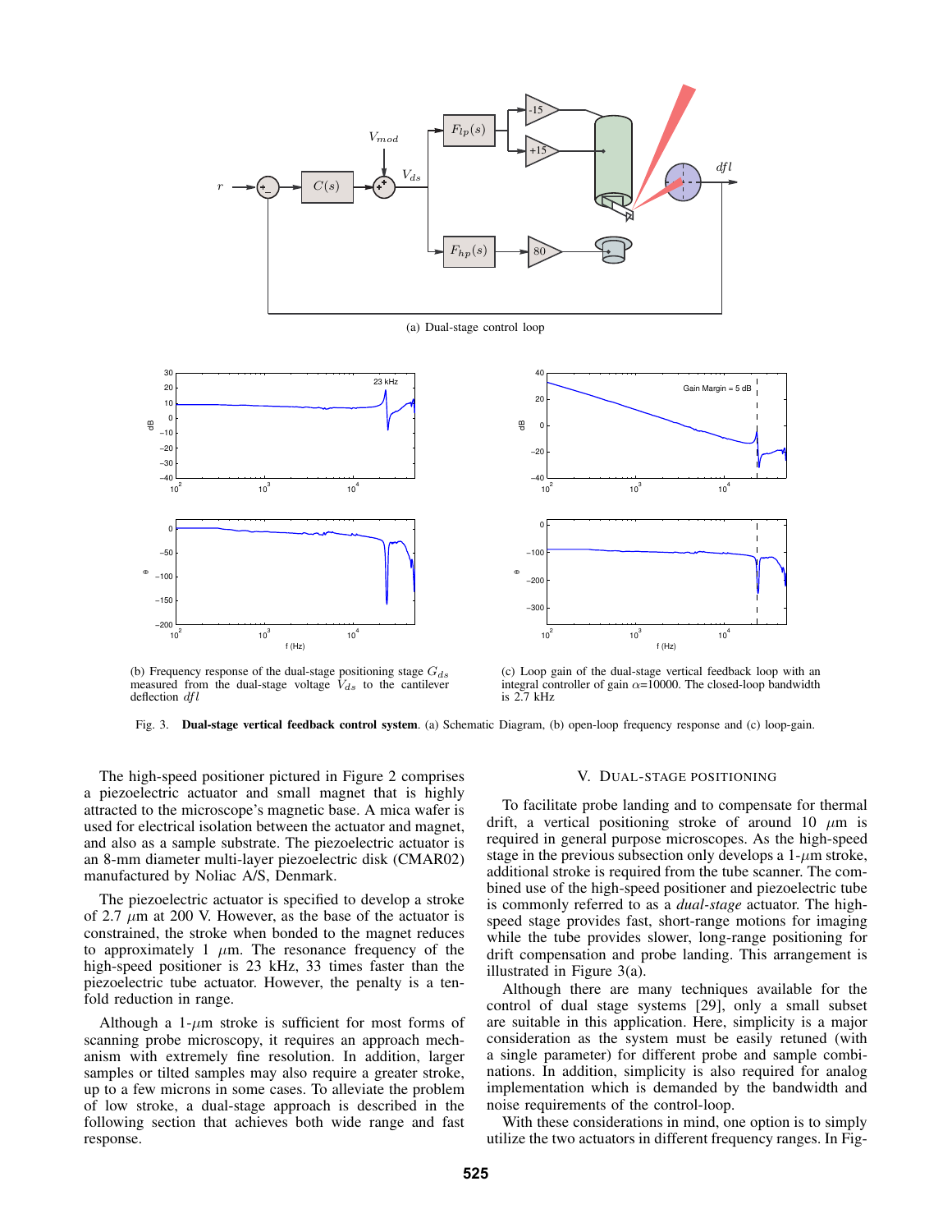(a) Dual-stage control loop

(b) Frequency response of the dual-stage positioning stage $G_{ds}$ measured from the dual-stage voltage $V_{ds}$ to the cantilever deflection $dfl$

(c) Loop gain of the dual-stage vertical feedback loop with an integral controller of gain $\alpha$=10000. The closed-loop bandwidth is 2.7 kHz

Fig. 3. **Dual-stage vertical feedback control system**. (a) Schematic Diagram, (b) open-loop frequency response and (c) loop-gain.

The high-speed positioner pictured in Figure 2 comprises a piezoelectric actuator and small magnet that is highly attracted to the microscope's magnetic base. A mica wafer is used for electrical isolation between the actuator and magnet, and also as a sample substrate. The piezoelectric actuator is an 8-mm diameter multi-layer piezoelectric disk (CMAR02) manufactured by Noliac A/S, Denmark.

The piezoelectric actuator is specified to develop a stroke of 2.7 $\mu$m at 200 V. However, as the base of the actuator is constrained, the stroke when bonded to the magnet reduces to approximately 1 $\mu$m. The resonance frequency of the high-speed positioner is 23 kHz, 33 times faster than the piezoelectric tube actuator. However, the penalty is a ten-fold reduction in range.

Although a 1-$\mu$m stroke is sufficient for most forms of scanning probe microscopy, it requires an approach mechanism with extremely fine resolution. In addition, larger samples or tilted samples may also require a greater stroke, up to a few microns in some cases. To alleviate the problem of low stroke, a dual-stage approach is described in the following section that achieves both wide range and fast response.

## V. Dual-Stage Positioning

To facilitate probe landing and to compensate for thermal drift, a vertical positioning stroke of around 10 $\mu$m is required in general purpose microscopes. As the high-speed stage in the previous subsection only develops a 1-$\mu$m stroke, additional stroke is required from the tube scanner. The combined use of the high-speed positioner and piezoelectric tube is commonly referred to as a *dual-stage* actuator. The high-speed stage provides fast, short-range motions for imaging while the tube provides slower, long-range positioning for drift compensation and probe landing. This arrangement is illustrated in Figure 3(a).

Although there are many techniques available for the control of dual stage systems [29], only a small subset are suitable in this application. Here, simplicity is a major consideration as the system must be easily retuned (with a single parameter) for different probe and sample combinations. In addition, simplicity is also required for analog implementation which is demanded by the bandwidth and noise requirements of the control-loop.

With these considerations in mind, one option is to simply utilize the two actuators in different frequency ranges. In Fig-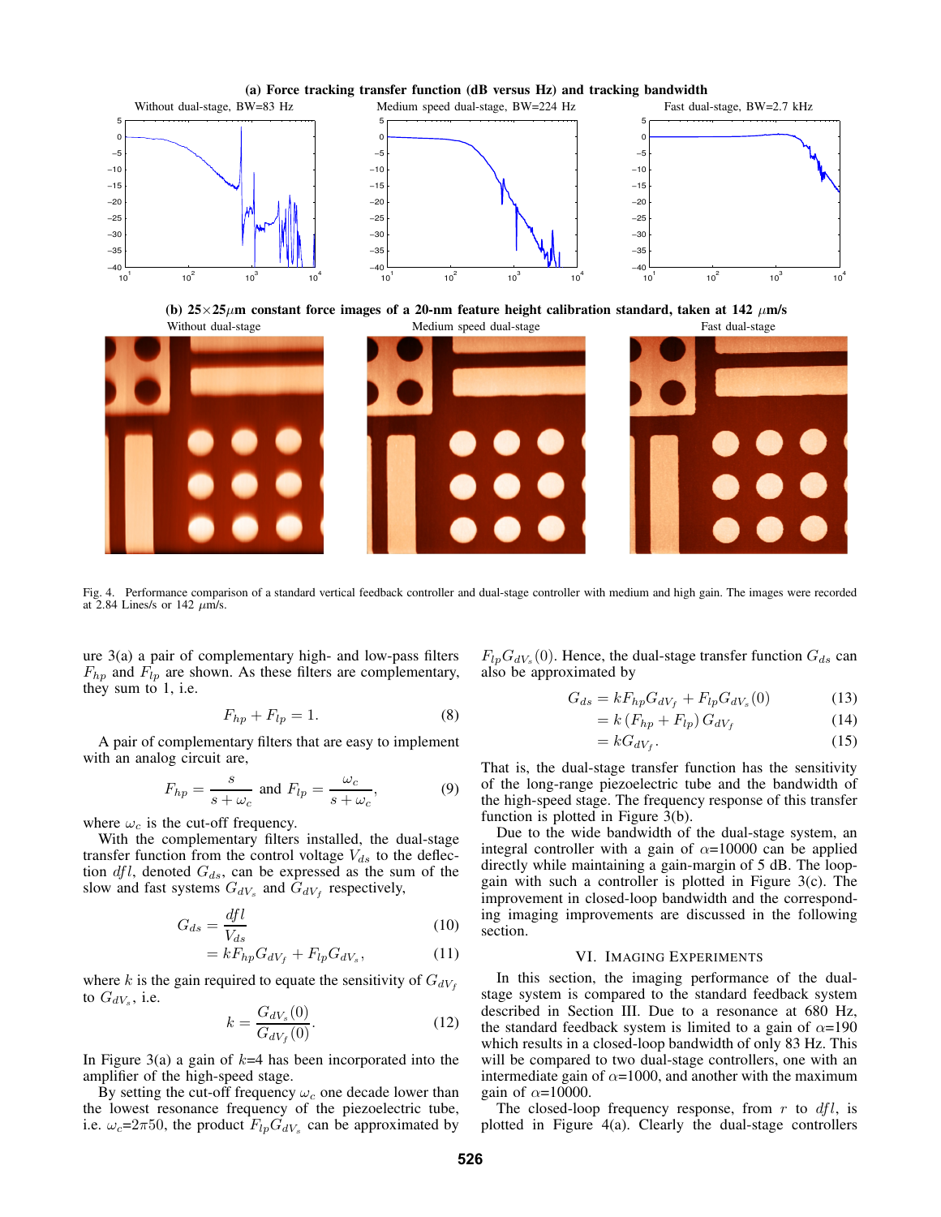**(a) Force tracking transfer function (dB versus Hz) and tracking bandwidth**

Without dual-stage, BW=83 Hz — Medium speed dual-stage, BW=224 Hz — Fast dual-stage, BW=2.7 kHz

**(b) 25×25$\mu$m constant force images of a 20-nm feature height calibration standard, taken at 142 $\mu$m/s**

Without dual-stage — Medium speed dual-stage — Fast dual-stage

Fig. 4. Performance comparison of a standard vertical feedback controller and dual-stage controller with medium and high gain. The images were recorded at 2.84 Lines/s or 142 $\mu$m/s.

ure 3(a) a pair of complementary high- and low-pass filters $F_{hp}$ and $F_{lp}$ are shown. As these filters are complementary, they sum to 1, i.e.

$$F_{hp} + F_{lp} = 1. \tag{8}$$

A pair of complementary filters that are easy to implement with an analog circuit are,

$$F_{hp} = \frac{s}{s+\omega_c} \text{ and } F_{lp} = \frac{\omega_c}{s+\omega_c}, \tag{9}$$

where $\omega_c$ is the cut-off frequency.

With the complementary filters installed, the dual-stage transfer function from the control voltage $V_{ds}$ to the deflection $dfl$, denoted $G_{ds}$, can be expressed as the sum of the slow and fast systems $G_{dV_s}$ and $G_{dV_f}$ respectively,

$$G_{ds} = \frac{dfl}{V_{ds}} \tag{10}$$

$$= kF_{hp}G_{dV_f} + F_{lp}G_{dV_s}, \tag{11}$$

where $k$ is the gain required to equate the sensitivity of $G_{dV_f}$ to $G_{dV_s}$, i.e.

$$k = \frac{G_{dV_s}(0)}{G_{dV_f}(0)}. \tag{12}$$

In Figure 3(a) a gain of $k$=4 has been incorporated into the amplifier of the high-speed stage.

By setting the cut-off frequency $\omega_c$ one decade lower than the lowest resonance frequency of the piezoelectric tube, i.e. $\omega_c$=2$\pi$50, the product $F_{lp}G_{dV_s}$ can be approximated by $F_{lp}G_{dV_s}(0)$. Hence, the dual-stage transfer function $G_{ds}$ can also be approximated by

$$G_{ds} = kF_{hp}G_{dV_f} + F_{lp}G_{dV_s}(0) \tag{13}$$

$$= k\left(F_{hp} + F_{lp}\right)G_{dV_f} \tag{14}$$

$$= kG_{dV_f}. \tag{15}$$

That is, the dual-stage transfer function has the sensitivity of the long-range piezoelectric tube and the bandwidth of the high-speed stage. The frequency response of this transfer function is plotted in Figure 3(b).

Due to the wide bandwidth of the dual-stage system, an integral controller with a gain of $\alpha$=10000 can be applied directly while maintaining a gain-margin of 5 dB. The loop-gain with such a controller is plotted in Figure 3(c). The improvement in closed-loop bandwidth and the corresponding imaging improvements are discussed in the following section.

## VI. Imaging Experiments

In this section, the imaging performance of the dual-stage system is compared to the standard feedback system described in Section III. Due to a resonance at 680 Hz, the standard feedback system is limited to a gain of $\alpha$=190 which results in a closed-loop bandwidth of only 83 Hz. This will be compared to two dual-stage controllers, one with an intermediate gain of $\alpha$=1000, and another with the maximum gain of $\alpha$=10000.

The closed-loop frequency response, from $r$ to $dfl$, is plotted in Figure 4(a). Clearly the dual-stage controllers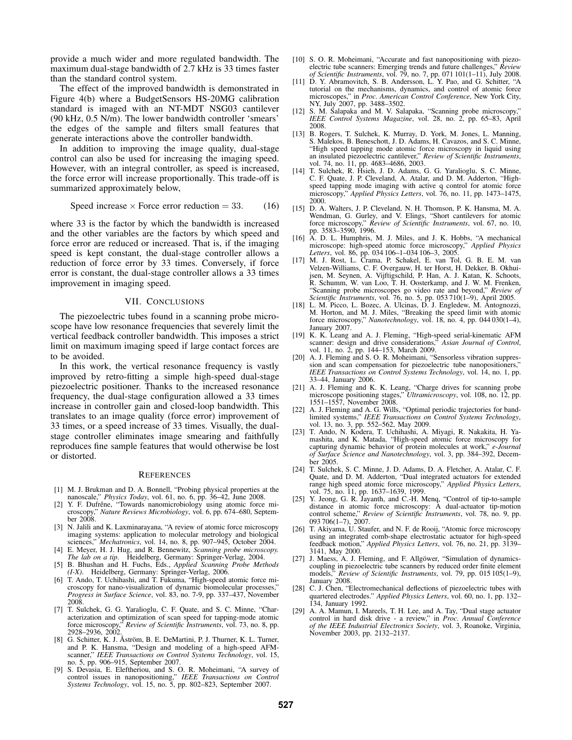provide a much wider and more regulated bandwidth. The maximum dual-stage bandwidth of 2.7 kHz is 33 times faster than the standard control system.

The effect of the improved bandwidth is demonstrated in Figure 4(b) where a BudgetSensors HS-20MG calibration standard is imaged with an NT-MDT NSG03 cantilever (90 kHz, 0.5 N/m). The lower bandwidth controller 'smears' the edges of the sample and filters small features that generate interactions above the controller bandwidth.

In addition to improving the image quality, dual-stage control can also be used for increasing the imaging speed. However, with an integral controller, as speed is increased, the force error will increase proportionally. This trade-off is summarized approximately below,

$$\text{Speed increase} \times \text{Force error reduction} = 33. \tag{16}$$

where 33 is the factor by which the bandwidth is increased and the other variables are the factors by which speed and force error are reduced or increased. That is, if the imaging speed is kept constant, the dual-stage controller allows a reduction of force error by 33 times. Conversely, if force error is constant, the dual-stage controller allows a 33 times improvement in imaging speed.

## VII. Conclusions

The piezoelectric tubes found in a scanning probe microscope have low resonance frequencies that severely limit the vertical feedback controller bandwidth. This imposes a strict limit on maximum imaging speed if large contact forces are to be avoided.

In this work, the vertical resonance frequency is vastly improved by retro-fitting a simple high-speed dual-stage piezoelectric positioner. Thanks to the increased resonance frequency, the dual-stage configuration allowed a 33 times increase in controller gain and closed-loop bandwidth. This translates to an image quality (force error) improvement of 33 times, or a speed increase of 33 times. Visually, the dual-stage controller eliminates image smearing and faithfully reproduces fine sample features that would otherwise be lost or distorted.

## References

[1] M. J. Brukman and D. A. Bonnell, "Probing physical properties at the nanoscale," *Physics Today*, vol. 61, no. 6, pp. 36–42, June 2008.

[2] Y. F. Dufrêne, "Towards nanomicrobiology using atomic force microscopy," *Nature Reviews Microbiology*, vol. 6, pp. 674–680, September 2008.

[3] N. Jalili and K. Laxminarayana, "A review of atomic force microscopy imaging systems: application to molecular metrology and biological sciences," *Mechatronics*, vol. 14, no. 8, pp. 907–945, October 2004.

[4] E. Meyer, H. J. Hug, and R. Bennewitz, *Scanning probe microscopy. The lab on a tip*. Heidelberg, Germany: Springer-Verlag, 2004.

[5] B. Bhushan and H. Fuchs, Eds., *Applied Scanning Probe Methods (I-X)*. Heidelberg, Germany: Springer-Verlag, 2006.

[6] T. Ando, T. Uchihashi, and T. Fukuma, "High-speed atomic force microscopy for nano-visualization of dynamic biomolecular processes," *Progress in Surface Science*, vol. 83, no. 7-9, pp. 337–437, November 2008.

[7] T. Sulchek, G. G. Yaralioglu, C. F. Quate, and S. C. Minne, "Characterization and optimization of scan speed for tapping-mode atomic force microscopy," *Review of Scientific Instruments*, vol. 73, no. 8, pp. 2928–2936, 2002.

[8] G. Schitter, K. J. Åström, B. E. DeMartini, P. J. Thurner, K. L. Turner, and P. K. Hansma, "Design and modeling of a high-speed AFM-scanner," *IEEE Transactions on Control Systems Technology*, vol. 15, no. 5, pp. 906–915, September 2007.

[9] S. Devasia, E. Eleftheriou, and S. O. R. Moheimani, "A survey of control issues in nanopositioning," *IEEE Transactions on Control Systems Technology*, vol. 15, no. 5, pp. 802–823, September 2007.

[10] S. O. R. Moheimani, "Accurate and fast nanopositioning with piezoelectric tube scanners: Emerging trends and future challenges," *Review of Scientific Instruments*, vol. 79, no. 7, pp. 071 101(1–11), July 2008.

[11] D. Y. Abramovitch, S. B. Andersson, L. Y. Pao, and G. Schitter, "A tutorial on the mechanisms, dynamics, and control of atomic force microscopes," in *Proc. American Control Conference*, New York City, NY, July 2007, pp. 3488–3502.

[12] S. M. Salapaka and M. V. Salapaka, "Scanning probe microscopy," *IEEE Control Systems Magazine*, vol. 28, no. 2, pp. 65–83, April 2008.

[13] B. Rogers, T. Sulchek, K. Murray, D. York, M. Jones, L. Manning, S. Malekos, B. Beneschott, J. D. Adams, H. Cavazos, and S. C. Minne, "High speed tapping mode atomic force microscopy in liquid using an insulated piezoelectric cantilever," *Review of Scientific Instruments*, vol. 74, no. 11, pp. 4683–4686, 2003.

[14] T. Sulchek, R. Hsieh, J. D. Adams, G. G. Yaralioglu, S. C. Minne, C. F. Quate, J. P. Cleveland, A. Atalar, and D. M. Adderton, "High-speed tapping mode imaging with active q control for atomic force microscopy," *Applied Physics Letters*, vol. 76, no. 11, pp. 1473–1475, 2000.

[15] D. A. Walters, J. P. Cleveland, N. H. Thomson, P. K. Hansma, M. A. Wendman, G. Gurley, and V. Elings, "Short cantilevers for atomic force microscopy," *Review of Scientific Instruments*, vol. 67, no. 10, pp. 3583–3590, 1996.

[16] A. D. L. Humphris, M. J. Miles, and J. K. Hobbs, "A mechanical microscope: high-speed atomic force microscopy," *Applied Physics Letters*, vol. 86, pp. 034 106–1–034 106–3, 2005.

[17] M. J. Rost, L. Crama, P. Schakel, E. van Tol, G. B. E. M. van Velzen-Williams, C. F. Overgauw, H. ter Horst, H. Dekker, B. Okhuijsen, M. Seynen, A. Vijftigschild, P. Han, A. J. Katan, K. Schoots, R. Schumm, W. van Loo, T. H. Oosterkamp, and J. W. M. Frenken, "Scanning probe microscopes go video rate and beyond," *Review of Scientific Instruments*, vol. 76, no. 5, pp. 053 710(1–9), April 2005.

[18] L. M. Picco, L. Bozec, A. Ulcinas, D. J. Engledew, M. Antognozzi, M. Horton, and M. J. Miles, "Breaking the speed limit with atomic force microscopy," *Nanotechnology*, vol. 18, no. 4, pp. 044 030(1–4), January 2007.

[19] K. K. Leang and A. J. Fleming, "High-speed serial-kinematic AFM scanner: design and drive considerations," *Asian Journal of Control*, vol. 11, no. 2, pp. 144–153, March 2009.

[20] A. J. Fleming and S. O. R. Moheimani, "Sensorless vibration suppression and scan compensation for piezoelectric tube nanopositioners," *IEEE Transactions on Control Systems Technology*, vol. 14, no. 1, pp. 33–44, January 2006.

[21] A. J. Fleming and K. K. Leang, "Charge drives for scanning probe microscope positioning stages," *Ultramicroscopy*, vol. 108, no. 12, pp. 1551–1557, November 2008.

[22] A. J. Fleming and A. G. Wills, "Optimal periodic trajectories for band-limited systems," *IEEE Transactions on Control Systems Technology*, vol. 13, no. 3, pp. 552–562, May 2009.

[23] T. Ando, N. Kodera, T. Uchihashi, A. Miyagi, R. Nakakita, H. Yamashita, and K. Matada, "High-speed atomic force microscopy for capturing dynamic behavior of protein molecules at work," *e-Journal of Surface Science and Nanotechnology*, vol. 3, pp. 384–392, December 2005.

[24] T. Sulchek, S. C. Minne, J. D. Adams, D. A. Fletcher, A. Atalar, C. F. Quate, and D. M. Adderton, "Dual integrated actuators for extended range high speed atomic force microscopy," *Applied Physics Letters*, vol. 75, no. 11, pp. 1637–1639, 1999.

[25] Y. Jeong, G. R. Jayanth, and C.-H. Menq, "Control of tip-to-sample distance in atomic force microscopy: A dual-actuator tip-motion control scheme," *Review of Scientific Instruments*, vol. 78, no. 9, pp. 093 706(1–7), 2007.

[26] T. Akiyama, U. Staufer, and N. F. de Rooij, "Atomic force microscopy using an integrated comb-shape electrostatic actuator for high-speed feedback motion," *Applied Physics Letters*, vol. 76, no. 21, pp. 3139–3141, May 2000.

[27] J. Maess, A. J. Fleming, and F. Allgöwer, "Simulation of dynamics-coupling in piezoelectric tube scanners by reduced order finite element models," *Review of Scientific Instruments*, vol. 79, pp. 015 105(1–9), January 2008.

[28] C. J. Chen, "Electromechanical deflections of piezoelectric tubes with quartered electrodes." *Applied Physics Letters*, vol. 60, no. 1, pp. 132–134, January 1992.

[29] A. A. Mamun, I. Mareels, T. H. Lee, and A. Tay, "Dual stage actuator control in hard disk drive - a review," in *Proc. Annual Conference of the IEEE Industrial Electronics Society*, vol. 3, Roanoke, Virginia, November 2003, pp. 2132–2137.